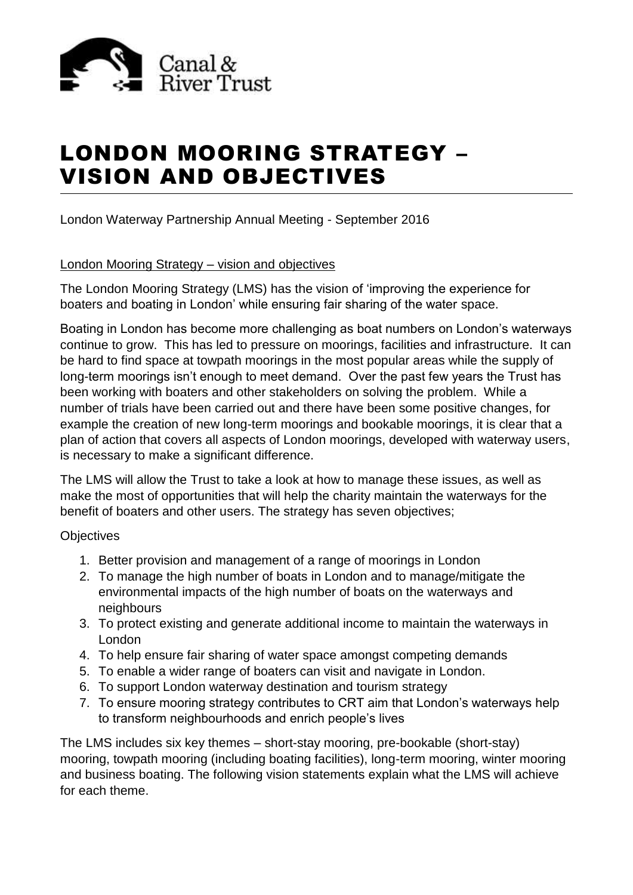Canal & River Trust

# LONDON MOORING STRATEGY – VISION AND OBJECTIVES

London Waterway Partnership Annual Meeting - September 2016

London Mooring Strategy – vision and objectives

The London Mooring Strategy (LMS) has the vision of 'improving the experience for boaters and boating in London' while ensuring fair sharing of the water space.

Boating in London has become more challenging as boat numbers on London's waterways continue to grow. This has led to pressure on moorings, facilities and infrastructure. It can be hard to find space at towpath moorings in the most popular areas while the supply of long-term moorings isn't enough to meet demand. Over the past few years the Trust has been working with boaters and other stakeholders on solving the problem. While a number of trials have been carried out and there have been some positive changes, for example the creation of new long-term moorings and bookable moorings, it is clear that a plan of action that covers all aspects of London moorings, developed with waterway users, is necessary to make a significant difference.

The LMS will allow the Trust to take a look at how to manage these issues, as well as make the most of opportunities that will help the charity maintain the waterways for the benefit of boaters and other users. The strategy has seven objectives;

Objectives

1. Better provision and management of a range of moorings in London
2. To manage the high number of boats in London and to manage/mitigate the environmental impacts of the high number of boats on the waterways and neighbours
3. To protect existing and generate additional income to maintain the waterways in London
4. To help ensure fair sharing of water space amongst competing demands
5. To enable a wider range of boaters can visit and navigate in London.
6. To support London waterway destination and tourism strategy
7. To ensure mooring strategy contributes to CRT aim that London's waterways help to transform neighbourhoods and enrich people's lives

The LMS includes six key themes – short-stay mooring, pre-bookable (short-stay) mooring, towpath mooring (including boating facilities), long-term mooring, winter mooring and business boating. The following vision statements explain what the LMS will achieve for each theme.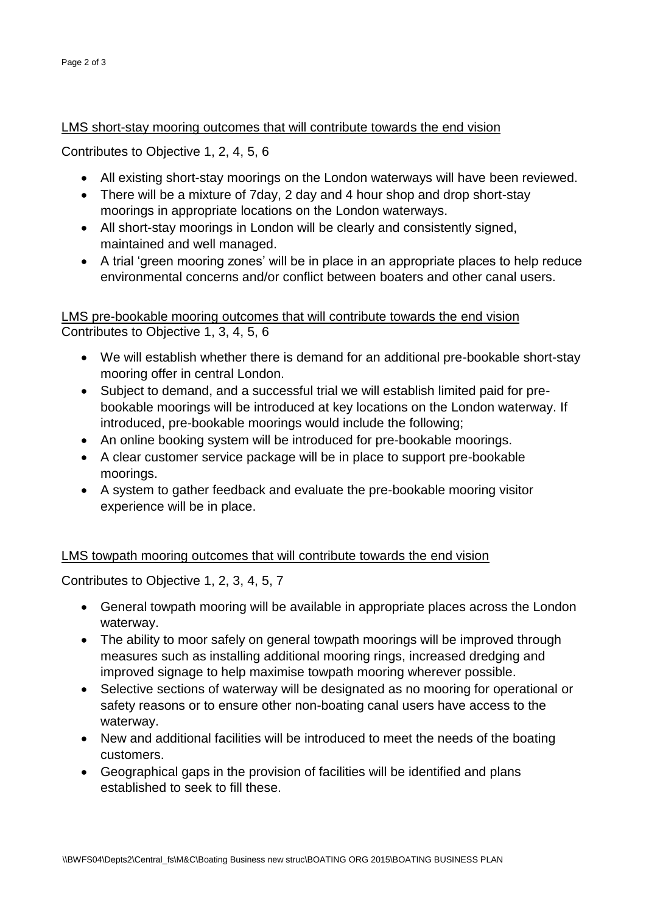LMS short-stay mooring outcomes that will contribute towards the end vision

Contributes to Objective 1, 2, 4, 5, 6

- All existing short-stay moorings on the London waterways will have been reviewed.
- There will be a mixture of 7day, 2 day and 4 hour shop and drop short-stay moorings in appropriate locations on the London waterways.
- All short-stay moorings in London will be clearly and consistently signed, maintained and well managed.
- A trial 'green mooring zones' will be in place in an appropriate places to help reduce environmental concerns and/or conflict between boaters and other canal users.

LMS pre-bookable mooring outcomes that will contribute towards the end vision

Contributes to Objective 1, 3, 4, 5, 6

- We will establish whether there is demand for an additional pre-bookable short-stay mooring offer in central London.
- Subject to demand, and a successful trial we will establish limited paid for pre-bookable moorings will be introduced at key locations on the London waterway. If introduced, pre-bookable moorings would include the following;
- An online booking system will be introduced for pre-bookable moorings.
- A clear customer service package will be in place to support pre-bookable moorings.
- A system to gather feedback and evaluate the pre-bookable mooring visitor experience will be in place.

LMS towpath mooring outcomes that will contribute towards the end vision

Contributes to Objective 1, 2, 3, 4, 5, 7

- General towpath mooring will be available in appropriate places across the London waterway.
- The ability to moor safely on general towpath moorings will be improved through measures such as installing additional mooring rings, increased dredging and improved signage to help maximise towpath mooring wherever possible.
- Selective sections of waterway will be designated as no mooring for operational or safety reasons or to ensure other non-boating canal users have access to the waterway.
- New and additional facilities will be introduced to meet the needs of the boating customers.
- Geographical gaps in the provision of facilities will be identified and plans established to seek to fill these.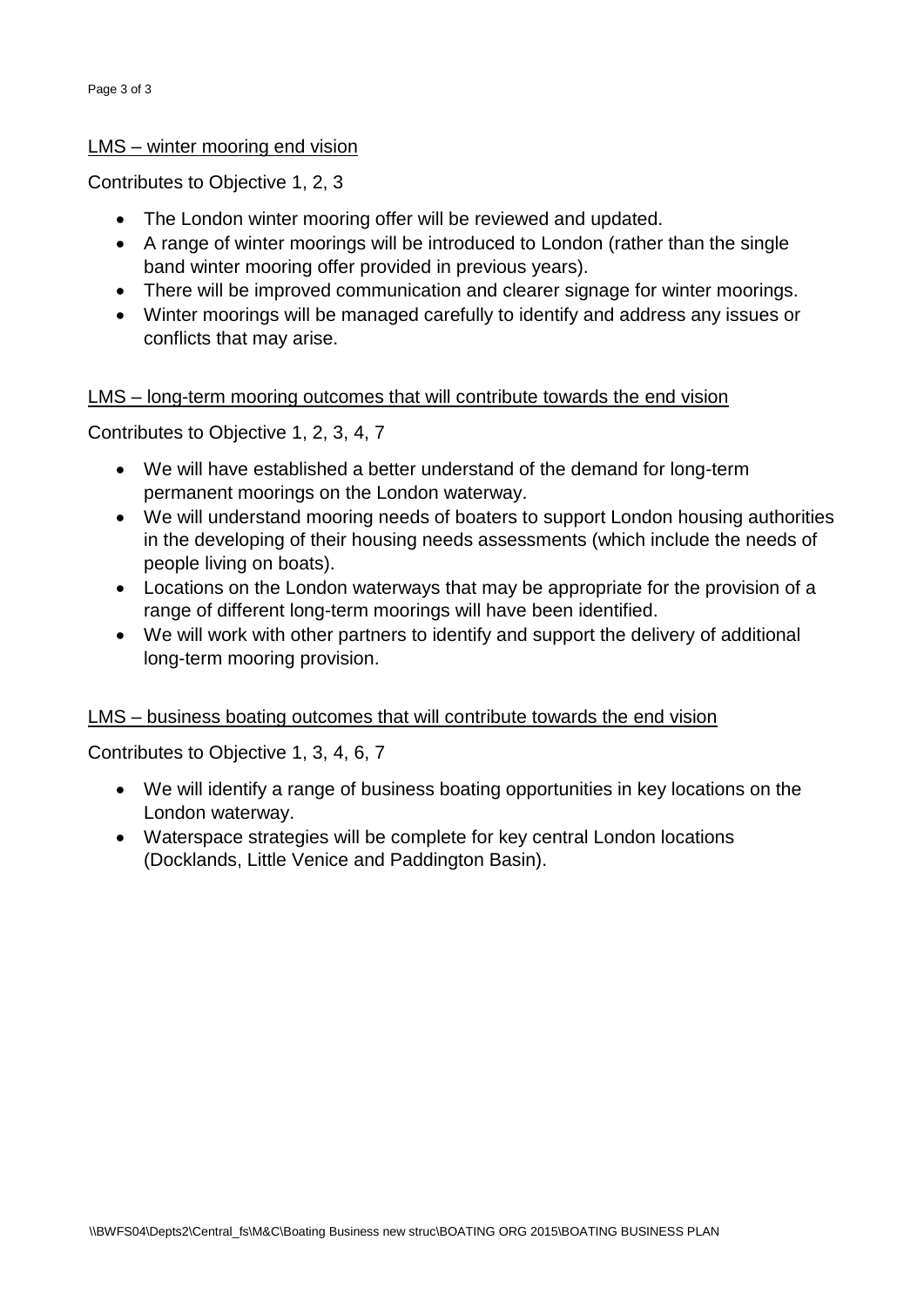<u>LMS – winter mooring end vision</u>

Contributes to Objective 1, 2, 3

- The London winter mooring offer will be reviewed and updated.
- A range of winter moorings will be introduced to London (rather than the single band winter mooring offer provided in previous years).
- There will be improved communication and clearer signage for winter moorings.
- Winter moorings will be managed carefully to identify and address any issues or conflicts that may arise.

<u>LMS – long-term mooring outcomes that will contribute towards the end vision</u>

Contributes to Objective 1, 2, 3, 4, 7

- We will have established a better understand of the demand for long-term permanent moorings on the London waterway.
- We will understand mooring needs of boaters to support London housing authorities in the developing of their housing needs assessments (which include the needs of people living on boats).
- Locations on the London waterways that may be appropriate for the provision of a range of different long-term moorings will have been identified.
- We will work with other partners to identify and support the delivery of additional long-term mooring provision.

<u>LMS – business boating outcomes that will contribute towards the end vision</u>

Contributes to Objective 1, 3, 4, 6, 7

- We will identify a range of business boating opportunities in key locations on the London waterway.
- Waterspace strategies will be complete for key central London locations (Docklands, Little Venice and Paddington Basin).

\\BWFS04\Depts2\Central_fs\M&C\Boating Business new struc\BOATING ORG 2015\BOATING BUSINESS PLAN